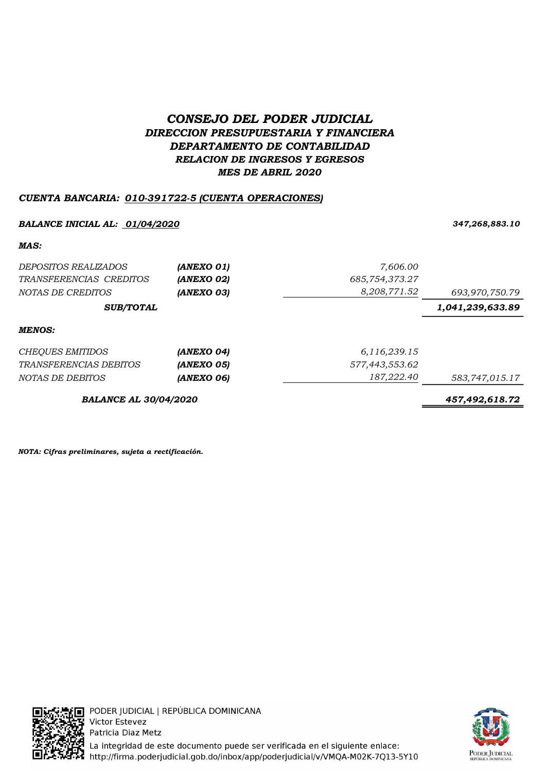# *CONSEJO DEL PODER JUDICIAL*
## *DIRECCION PRESUPUESTARIA Y FINANCIERA*
## *DEPARTAMENTO DE CONTABILIDAD*
### *RELACION DE INGRESOS Y EGRESOS*
### *MES DE ABRIL 2020*

***CUENTA BANCARIA: 010-391722-5 (CUENTA OPERACIONES)***

| | | | |
|---|---|---|---|
| ***BALANCE INICIAL AL: 01/04/2020*** | | | ***347,268,883.10*** |
| ***MAS:*** | | | |
| *DEPOSITOS REALIZADOS* | ***(ANEXO 01)*** | *7,606.00* | |
| *TRANSFERENCIAS CREDITOS* | ***(ANEXO 02)*** | *685,754,373.27* | |
| *NOTAS DE CREDITOS* | ***(ANEXO 03)*** | *8,208,771.52* | *693,970,750.79* |
| ***SUB/TOTAL*** | | | ***1,041,239,633.89*** |
| ***MENOS:*** | | | |
| *CHEQUES EMITIDOS* | ***(ANEXO 04)*** | *6,116,239.15* | |
| *TRANSFERENCIAS DEBITOS* | ***(ANEXO 05)*** | *577,443,553.62* | |
| *NOTAS DE DEBITOS* | ***(ANEXO 06)*** | *187,222.40* | *583,747,015.17* |
| ***BALANCE AL 30/04/2020*** | | | ***457,492,618.72*** |

***NOTA: Cifras preliminares, sujeta a rectificación.***

PODER JUDICIAL | REPÚBLICA DOMINICANA
Victor Estevez
Patricia Diaz Metz
La integridad de este documento puede ser verificada en el siguiente enlace:
http://firma.poderjudicial.gob.do/inbox/app/poderjudicial/v/VMQA-M02K-7Q13-5Y10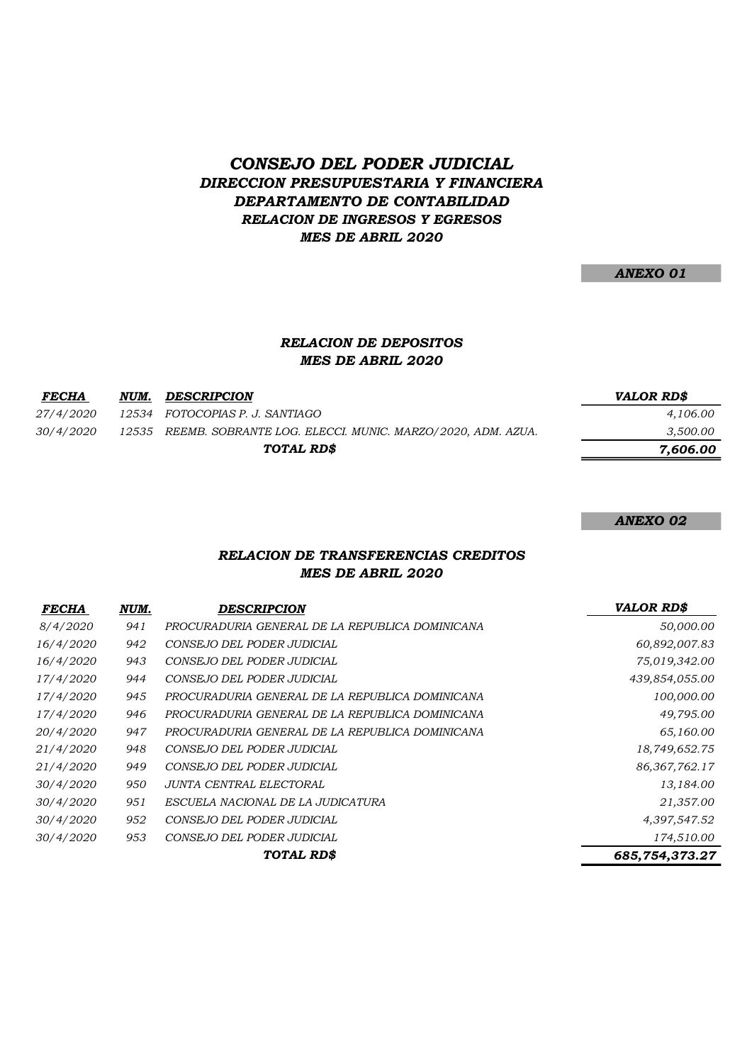# *CONSEJO DEL PODER JUDICIAL*

## *DIRECCION PRESUPUESTARIA Y FINANCIERA*

## *DEPARTAMENTO DE CONTABILIDAD*

### *RELACION DE INGRESOS Y EGRESOS*

### *MES DE ABRIL 2020*

***ANEXO 01***

### *RELACION DE DEPOSITOS*
### *MES DE ABRIL 2020*

| *FECHA* | *NUM.* | *DESCRIPCION* | *VALOR RD$* |
|---|---|---|---|
| *27/4/2020* | *12534* | *FOTOCOPIAS P. J. SANTIAGO* | *4,106.00* |
| *30/4/2020* | *12535* | *REEMB. SOBRANTE LOG. ELECCI. MUNIC. MARZO/2020, ADM. AZUA.* | *3,500.00* |
| | | ***TOTAL RD$*** | ***7,606.00*** |

***ANEXO 02***

### *RELACION DE TRANSFERENCIAS CREDITOS*
### *MES DE ABRIL 2020*

| *FECHA* | *NUM.* | *DESCRIPCION* | *VALOR RD$* |
|---|---|---|---|
| *8/4/2020* | *941* | *PROCURADURIA GENERAL DE LA REPUBLICA DOMINICANA* | *50,000.00* |
| *16/4/2020* | *942* | *CONSEJO DEL PODER JUDICIAL* | *60,892,007.83* |
| *16/4/2020* | *943* | *CONSEJO DEL PODER JUDICIAL* | *75,019,342.00* |
| *17/4/2020* | *944* | *CONSEJO DEL PODER JUDICIAL* | *439,854,055.00* |
| *17/4/2020* | *945* | *PROCURADURIA GENERAL DE LA REPUBLICA DOMINICANA* | *100,000.00* |
| *17/4/2020* | *946* | *PROCURADURIA GENERAL DE LA REPUBLICA DOMINICANA* | *49,795.00* |
| *20/4/2020* | *947* | *PROCURADURIA GENERAL DE LA REPUBLICA DOMINICANA* | *65,160.00* |
| *21/4/2020* | *948* | *CONSEJO DEL PODER JUDICIAL* | *18,749,652.75* |
| *21/4/2020* | *949* | *CONSEJO DEL PODER JUDICIAL* | *86,367,762.17* |
| *30/4/2020* | *950* | *JUNTA CENTRAL ELECTORAL* | *13,184.00* |
| *30/4/2020* | *951* | *ESCUELA NACIONAL DE LA JUDICATURA* | *21,357.00* |
| *30/4/2020* | *952* | *CONSEJO DEL PODER JUDICIAL* | *4,397,547.52* |
| *30/4/2020* | *953* | *CONSEJO DEL PODER JUDICIAL* | *174,510.00* |
| | | ***TOTAL RD$*** | ***685,754,373.27*** |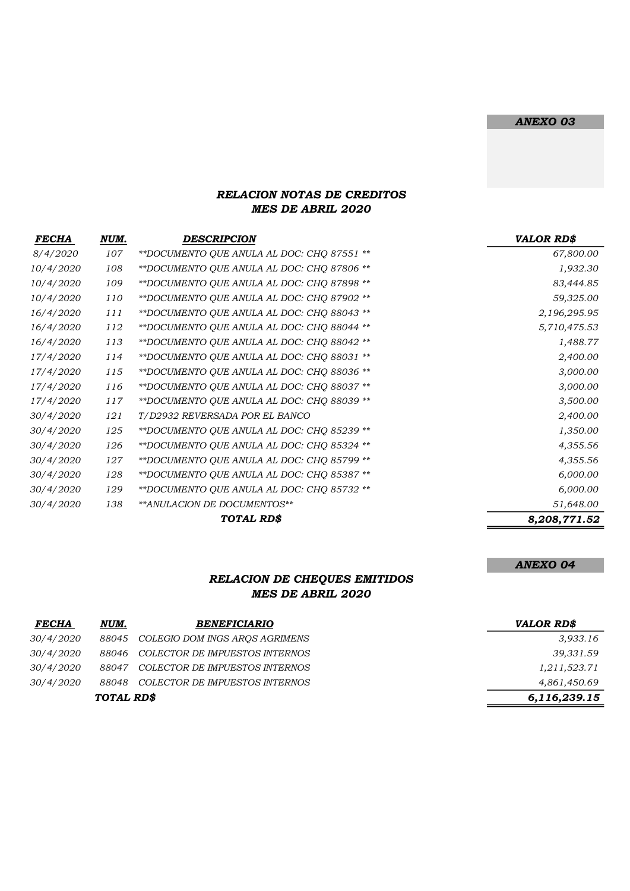***ANEXO 03***

## *RELACION NOTAS DE CREDITOS*
## *MES DE ABRIL 2020*

| *FECHA* | *NUM.* | *DESCRIPCION* | *VALOR RD$* |
|---|---|---|---|
| 8/4/2020 | 107 | **DOCUMENTO QUE ANULA AL DOC: CHQ 87551 ** | 67,800.00 |
| 10/4/2020 | 108 | **DOCUMENTO QUE ANULA AL DOC: CHQ 87806 ** | 1,932.30 |
| 10/4/2020 | 109 | **DOCUMENTO QUE ANULA AL DOC: CHQ 87898 ** | 83,444.85 |
| 10/4/2020 | 110 | **DOCUMENTO QUE ANULA AL DOC: CHQ 87902 ** | 59,325.00 |
| 16/4/2020 | 111 | **DOCUMENTO QUE ANULA AL DOC: CHQ 88043 ** | 2,196,295.95 |
| 16/4/2020 | 112 | **DOCUMENTO QUE ANULA AL DOC: CHQ 88044 ** | 5,710,475.53 |
| 16/4/2020 | 113 | **DOCUMENTO QUE ANULA AL DOC: CHQ 88042 ** | 1,488.77 |
| 17/4/2020 | 114 | **DOCUMENTO QUE ANULA AL DOC: CHQ 88031 ** | 2,400.00 |
| 17/4/2020 | 115 | **DOCUMENTO QUE ANULA AL DOC: CHQ 88036 ** | 3,000.00 |
| 17/4/2020 | 116 | **DOCUMENTO QUE ANULA AL DOC: CHQ 88037 ** | 3,000.00 |
| 17/4/2020 | 117 | **DOCUMENTO QUE ANULA AL DOC: CHQ 88039 ** | 3,500.00 |
| 30/4/2020 | 121 | T/D2932 REVERSADA POR EL BANCO | 2,400.00 |
| 30/4/2020 | 125 | **DOCUMENTO QUE ANULA AL DOC: CHQ 85239 ** | 1,350.00 |
| 30/4/2020 | 126 | **DOCUMENTO QUE ANULA AL DOC: CHQ 85324 ** | 4,355.56 |
| 30/4/2020 | 127 | **DOCUMENTO QUE ANULA AL DOC: CHQ 85799 ** | 4,355.56 |
| 30/4/2020 | 128 | **DOCUMENTO QUE ANULA AL DOC: CHQ 85387 ** | 6,000.00 |
| 30/4/2020 | 129 | **DOCUMENTO QUE ANULA AL DOC: CHQ 85732 ** | 6,000.00 |
| 30/4/2020 | 138 | **ANULACION DE DOCUMENTOS** | 51,648.00 |
| | | ***TOTAL RD$*** | ***8,208,771.52*** |

***ANEXO 04***

## *RELACION DE CHEQUES EMITIDOS*
## *MES DE ABRIL 2020*

| *FECHA* | *NUM.* | *BENEFICIARIO* | *VALOR RD$* |
|---|---|---|---|
| 30/4/2020 | 88045 | COLEGIO DOM INGS ARQS AGRIMENS | 3,933.16 |
| 30/4/2020 | 88046 | COLECTOR DE IMPUESTOS INTERNOS | 39,331.59 |
| 30/4/2020 | 88047 | COLECTOR DE IMPUESTOS INTERNOS | 1,211,523.71 |
| 30/4/2020 | 88048 | COLECTOR DE IMPUESTOS INTERNOS | 4,861,450.69 |
| | ***TOTAL RD$*** | | ***6,116,239.15*** |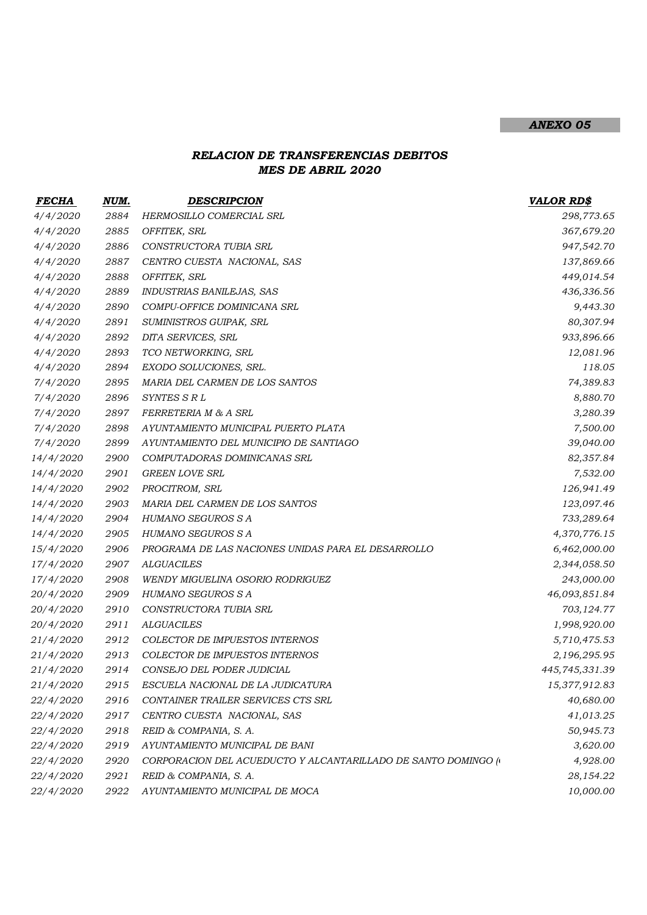***ANEXO 05***

## *RELACION DE TRANSFERENCIAS DEBITOS*
## *MES DE ABRIL 2020*

| ***FECHA*** | ***NUM.*** | ***DESCRIPCION*** | ***VALOR RD$*** |
|---|---|---|---|
| *4/4/2020* | *2884* | *HERMOSILLO COMERCIAL SRL* | *298,773.65* |
| *4/4/2020* | *2885* | *OFFITEK, SRL* | *367,679.20* |
| *4/4/2020* | *2886* | *CONSTRUCTORA TUBIA SRL* | *947,542.70* |
| *4/4/2020* | *2887* | *CENTRO CUESTA NACIONAL, SAS* | *137,869.66* |
| *4/4/2020* | *2888* | *OFFITEK, SRL* | *449,014.54* |
| *4/4/2020* | *2889* | *INDUSTRIAS BANILEJAS, SAS* | *436,336.56* |
| *4/4/2020* | *2890* | *COMPU-OFFICE DOMINICANA SRL* | *9,443.30* |
| *4/4/2020* | *2891* | *SUMINISTROS GUIPAK, SRL* | *80,307.94* |
| *4/4/2020* | *2892* | *DITA SERVICES, SRL* | *933,896.66* |
| *4/4/2020* | *2893* | *TCO NETWORKING, SRL* | *12,081.96* |
| *4/4/2020* | *2894* | *EXODO SOLUCIONES, SRL.* | *118.05* |
| *7/4/2020* | *2895* | *MARIA DEL CARMEN DE LOS SANTOS* | *74,389.83* |
| *7/4/2020* | *2896* | *SYNTES S R L* | *8,880.70* |
| *7/4/2020* | *2897* | *FERRETERIA M & A SRL* | *3,280.39* |
| *7/4/2020* | *2898* | *AYUNTAMIENTO MUNICIPAL PUERTO PLATA* | *7,500.00* |
| *7/4/2020* | *2899* | *AYUNTAMIENTO DEL MUNICIPIO DE SANTIAGO* | *39,040.00* |
| *14/4/2020* | *2900* | *COMPUTADORAS DOMINICANAS SRL* | *82,357.84* |
| *14/4/2020* | *2901* | *GREEN LOVE SRL* | *7,532.00* |
| *14/4/2020* | *2902* | *PROCITROM, SRL* | *126,941.49* |
| *14/4/2020* | *2903* | *MARIA DEL CARMEN DE LOS SANTOS* | *123,097.46* |
| *14/4/2020* | *2904* | *HUMANO SEGUROS S A* | *733,289.64* |
| *14/4/2020* | *2905* | *HUMANO SEGUROS S A* | *4,370,776.15* |
| *15/4/2020* | *2906* | *PROGRAMA DE LAS NACIONES UNIDAS PARA EL DESARROLLO* | *6,462,000.00* |
| *17/4/2020* | *2907* | *ALGUACILES* | *2,344,058.50* |
| *17/4/2020* | *2908* | *WENDY MIGUELINA OSORIO RODRIGUEZ* | *243,000.00* |
| *20/4/2020* | *2909* | *HUMANO SEGUROS S A* | *46,093,851.84* |
| *20/4/2020* | *2910* | *CONSTRUCTORA TUBIA SRL* | *703,124.77* |
| *20/4/2020* | *2911* | *ALGUACILES* | *1,998,920.00* |
| *21/4/2020* | *2912* | *COLECTOR DE IMPUESTOS INTERNOS* | *5,710,475.53* |
| *21/4/2020* | *2913* | *COLECTOR DE IMPUESTOS INTERNOS* | *2,196,295.95* |
| *21/4/2020* | *2914* | *CONSEJO DEL PODER JUDICIAL* | *445,745,331.39* |
| *21/4/2020* | *2915* | *ESCUELA NACIONAL DE LA JUDICATURA* | *15,377,912.83* |
| *22/4/2020* | *2916* | *CONTAINER TRAILER SERVICES CTS SRL* | *40,680.00* |
| *22/4/2020* | *2917* | *CENTRO CUESTA NACIONAL, SAS* | *41,013.25* |
| *22/4/2020* | *2918* | *REID & COMPANIA, S. A.* | *50,945.73* |
| *22/4/2020* | *2919* | *AYUNTAMIENTO MUNICIPAL DE BANI* | *3,620.00* |
| *22/4/2020* | *2920* | *CORPORACION DEL ACUEDUCTO Y ALCANTARILLADO DE SANTO DOMINGO (* | *4,928.00* |
| *22/4/2020* | *2921* | *REID & COMPANIA, S. A.* | *28,154.22* |
| *22/4/2020* | *2922* | *AYUNTAMIENTO MUNICIPAL DE MOCA* | *10,000.00* |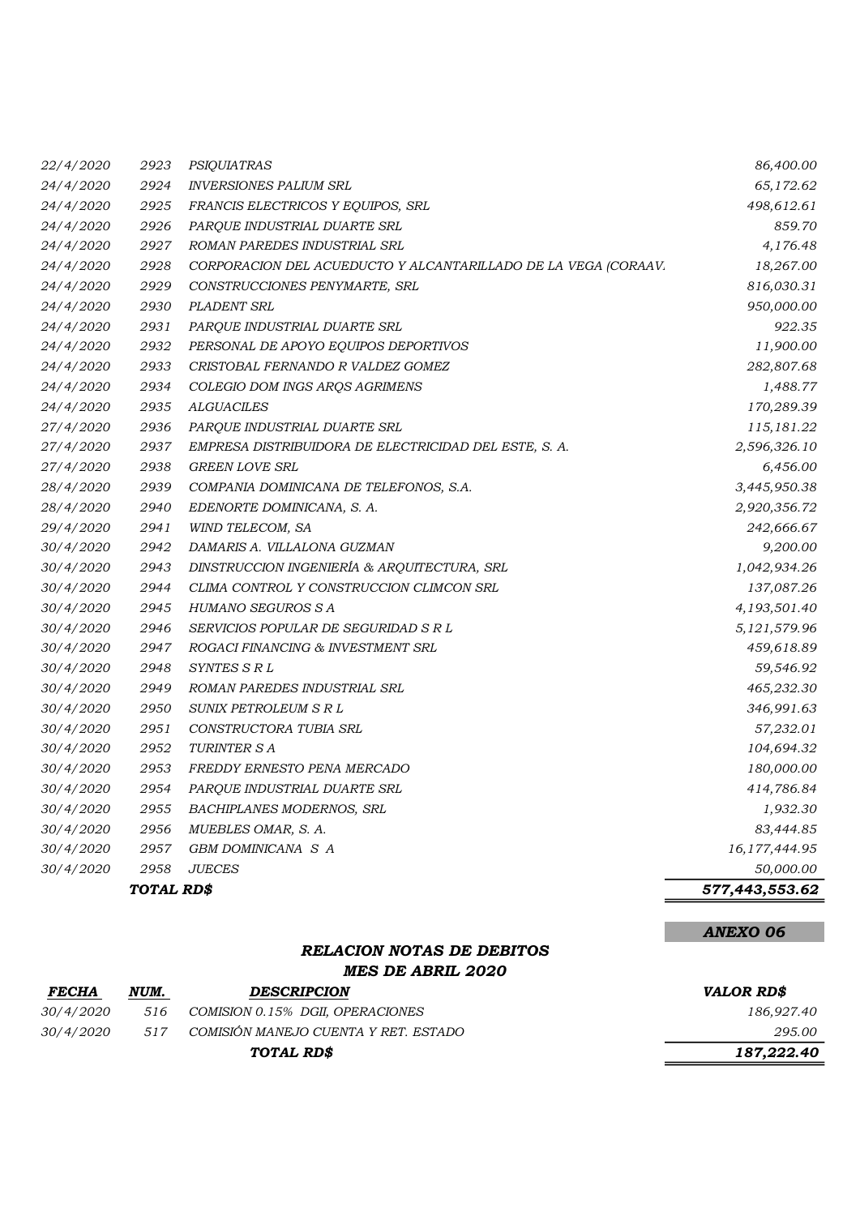| | | | |
|---|---|---|---|
| *22/4/2020* | *2923* | *PSIQUIATRAS* | *86,400.00* |
| *24/4/2020* | *2924* | *INVERSIONES PALIUM SRL* | *65,172.62* |
| *24/4/2020* | *2925* | *FRANCIS ELECTRICOS Y EQUIPOS, SRL* | *498,612.61* |
| *24/4/2020* | *2926* | *PARQUE INDUSTRIAL DUARTE SRL* | *859.70* |
| *24/4/2020* | *2927* | *ROMAN PAREDES INDUSTRIAL SRL* | *4,176.48* |
| *24/4/2020* | *2928* | *CORPORACION DEL ACUEDUCTO Y ALCANTARILLADO DE LA VEGA (CORAAV.* | *18,267.00* |
| *24/4/2020* | *2929* | *CONSTRUCCIONES PENYMARTE, SRL* | *816,030.31* |
| *24/4/2020* | *2930* | *PLADENT SRL* | *950,000.00* |
| *24/4/2020* | *2931* | *PARQUE INDUSTRIAL DUARTE SRL* | *922.35* |
| *24/4/2020* | *2932* | *PERSONAL DE APOYO EQUIPOS DEPORTIVOS* | *11,900.00* |
| *24/4/2020* | *2933* | *CRISTOBAL FERNANDO R VALDEZ GOMEZ* | *282,807.68* |
| *24/4/2020* | *2934* | *COLEGIO DOM INGS ARQS AGRIMENS* | *1,488.77* |
| *24/4/2020* | *2935* | *ALGUACILES* | *170,289.39* |
| *27/4/2020* | *2936* | *PARQUE INDUSTRIAL DUARTE SRL* | *115,181.22* |
| *27/4/2020* | *2937* | *EMPRESA DISTRIBUIDORA DE ELECTRICIDAD DEL ESTE, S. A.* | *2,596,326.10* |
| *27/4/2020* | *2938* | *GREEN LOVE SRL* | *6,456.00* |
| *28/4/2020* | *2939* | *COMPANIA DOMINICANA DE TELEFONOS, S.A.* | *3,445,950.38* |
| *28/4/2020* | *2940* | *EDENORTE DOMINICANA, S. A.* | *2,920,356.72* |
| *29/4/2020* | *2941* | *WIND TELECOM, SA* | *242,666.67* |
| *30/4/2020* | *2942* | *DAMARIS A. VILLALONA GUZMAN* | *9,200.00* |
| *30/4/2020* | *2943* | *DINSTRUCCION INGENIERÍA & ARQUITECTURA, SRL* | *1,042,934.26* |
| *30/4/2020* | *2944* | *CLIMA CONTROL Y CONSTRUCCION CLIMCON SRL* | *137,087.26* |
| *30/4/2020* | *2945* | *HUMANO SEGUROS S A* | *4,193,501.40* |
| *30/4/2020* | *2946* | *SERVICIOS POPULAR DE SEGURIDAD S R L* | *5,121,579.96* |
| *30/4/2020* | *2947* | *ROGACI FINANCING & INVESTMENT SRL* | *459,618.89* |
| *30/4/2020* | *2948* | *SYNTES S R L* | *59,546.92* |
| *30/4/2020* | *2949* | *ROMAN PAREDES INDUSTRIAL SRL* | *465,232.30* |
| *30/4/2020* | *2950* | *SUNIX PETROLEUM S R L* | *346,991.63* |
| *30/4/2020* | *2951* | *CONSTRUCTORA TUBIA SRL* | *57,232.01* |
| *30/4/2020* | *2952* | *TURINTER S A* | *104,694.32* |
| *30/4/2020* | *2953* | *FREDDY ERNESTO PENA MERCADO* | *180,000.00* |
| *30/4/2020* | *2954* | *PARQUE INDUSTRIAL DUARTE SRL* | *414,786.84* |
| *30/4/2020* | *2955* | *BACHIPLANES MODERNOS, SRL* | *1,932.30* |
| *30/4/2020* | *2956* | *MUEBLES OMAR, S. A.* | *83,444.85* |
| *30/4/2020* | *2957* | *GBM DOMINICANA S A* | *16,177,444.95* |
| *30/4/2020* | *2958* | *JUECES* | *50,000.00* |
| | ***TOTAL RD$*** | | ***577,443,553.62*** |

***ANEXO 06***

### *RELACION NOTAS DE DEBITOS*
### *MES DE ABRIL 2020*

| ***FECHA*** | ***NUM.*** | ***DESCRIPCION*** | ***VALOR RD$*** |
|---|---|---|---|
| *30/4/2020* | *516* | *COMISION 0.15% DGII, OPERACIONES* | *186,927.40* |
| *30/4/2020* | *517* | *COMISIÓN MANEJO CUENTA Y RET. ESTADO* | *295.00* |
| | | ***TOTAL RD$*** | ***187,222.40*** |